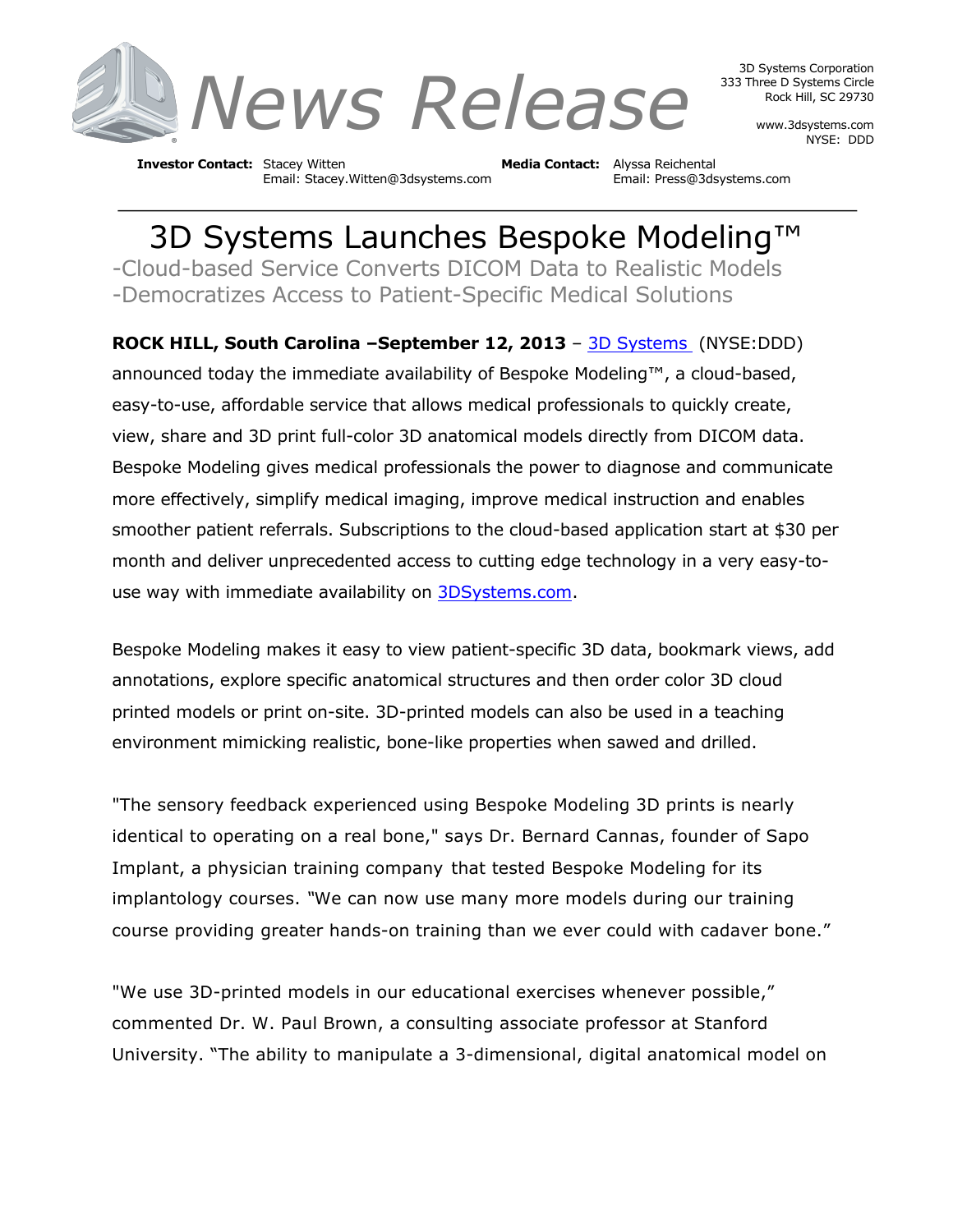# News Release

3D Systems Corporation
333 Three D Systems Circle
Rock Hill, SC 29730

www.3dsystems.com
NYSE: DDD

**Investor Contact:** Stacey Witten
Email: Stacey.Witten@3dsystems.com

**Media Contact:** Alyssa Reichental
Email: Press@3dsystems.com

---

# 3D Systems Launches Bespoke Modeling™

-Cloud-based Service Converts DICOM Data to Realistic Models
-Democratizes Access to Patient-Specific Medical Solutions

**ROCK HILL, South Carolina –September 12, 2013** – [3D Systems](3D Systems) (NYSE:DDD) announced today the immediate availability of Bespoke Modeling™, a cloud-based, easy-to-use, affordable service that allows medical professionals to quickly create, view, share and 3D print full-color 3D anatomical models directly from DICOM data. Bespoke Modeling gives medical professionals the power to diagnose and communicate more effectively, simplify medical imaging, improve medical instruction and enables smoother patient referrals. Subscriptions to the cloud-based application start at $30 per month and deliver unprecedented access to cutting edge technology in a very easy-to-use way with immediate availability on [3DSystems.com](3DSystems.com).

Bespoke Modeling makes it easy to view patient-specific 3D data, bookmark views, add annotations, explore specific anatomical structures and then order color 3D cloud printed models or print on-site. 3D-printed models can also be used in a teaching environment mimicking realistic, bone-like properties when sawed and drilled.

"The sensory feedback experienced using Bespoke Modeling 3D prints is nearly identical to operating on a real bone," says Dr. Bernard Cannas, founder of Sapo Implant, a physician training company that tested Bespoke Modeling for its implantology courses. "We can now use many more models during our training course providing greater hands-on training than we ever could with cadaver bone."

"We use 3D-printed models in our educational exercises whenever possible," commented Dr. W. Paul Brown, a consulting associate professor at Stanford University. "The ability to manipulate a 3-dimensional, digital anatomical model on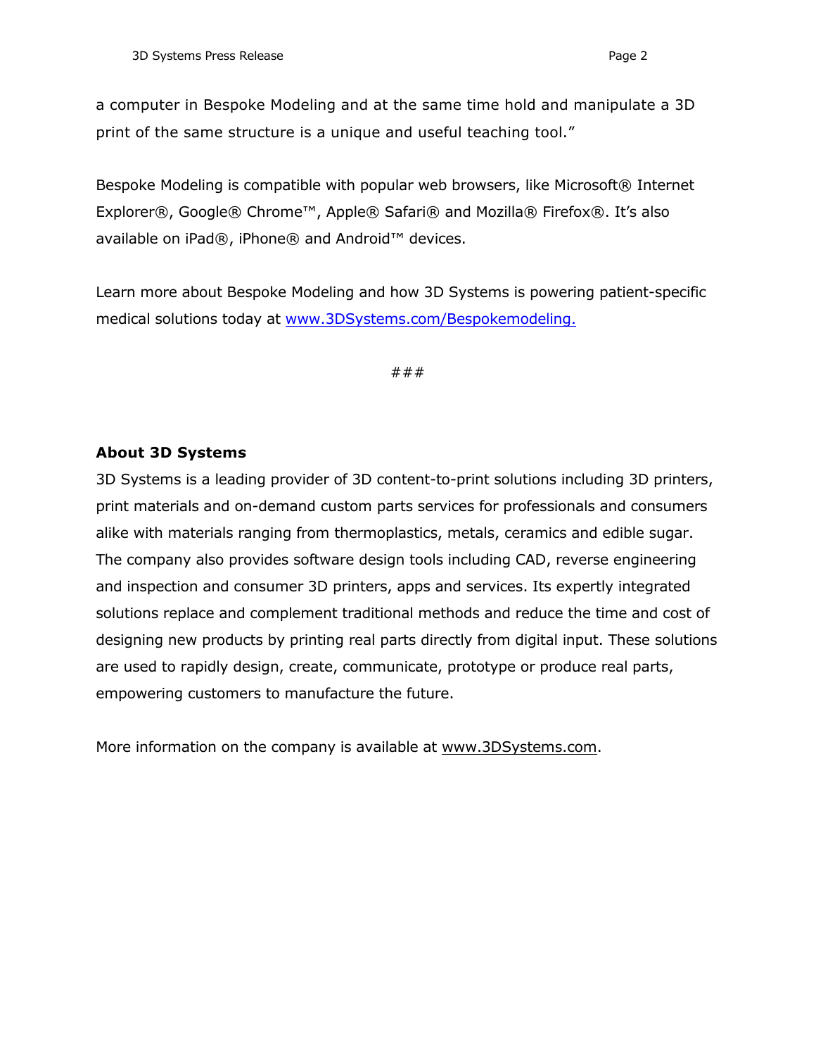a computer in Bespoke Modeling and at the same time hold and manipulate a 3D print of the same structure is a unique and useful teaching tool."

Bespoke Modeling is compatible with popular web browsers, like Microsoft® Internet Explorer®, Google® Chrome™, Apple® Safari® and Mozilla® Firefox®. It's also available on iPad®, iPhone® and Android™ devices.

Learn more about Bespoke Modeling and how 3D Systems is powering patient-specific medical solutions today at www.3DSystems.com/Bespokemodeling.

###

**About 3D Systems**

3D Systems is a leading provider of 3D content-to-print solutions including 3D printers, print materials and on-demand custom parts services for professionals and consumers alike with materials ranging from thermoplastics, metals, ceramics and edible sugar. The company also provides software design tools including CAD, reverse engineering and inspection and consumer 3D printers, apps and services. Its expertly integrated solutions replace and complement traditional methods and reduce the time and cost of designing new products by printing real parts directly from digital input. These solutions are used to rapidly design, create, communicate, prototype or produce real parts, empowering customers to manufacture the future.

More information on the company is available at www.3DSystems.com.